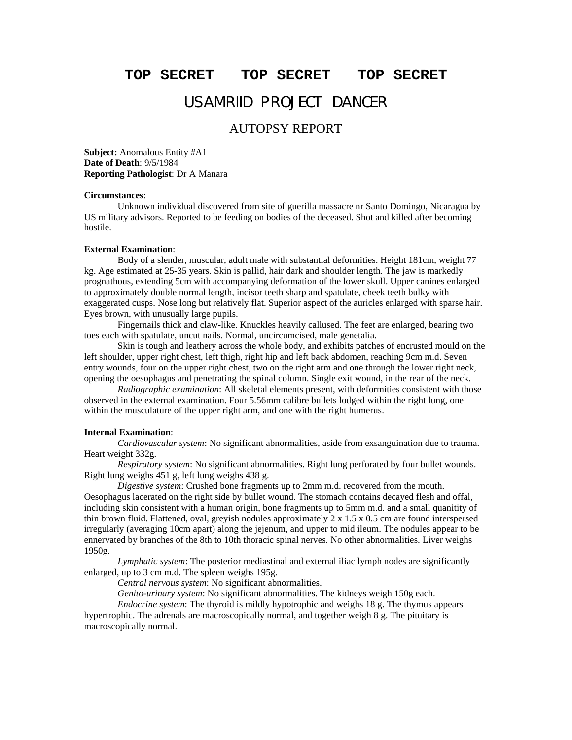# TOP SECRET   TOP SECRET   TOP SECRET

## USAMRIID PROJECT DANCER

### AUTOPSY REPORT

**Subject:** Anomalous Entity #A1
**Date of Death**: 9/5/1984
**Reporting Pathologist**: Dr A Manara

**Circumstances**:

Unknown individual discovered from site of guerilla massacre nr Santo Domingo, Nicaragua by US military advisors. Reported to be feeding on bodies of the deceased. Shot and killed after becoming hostile.

**External Examination**:

Body of a slender, muscular, adult male with substantial deformities. Height 181cm, weight 77 kg. Age estimated at 25-35 years. Skin is pallid, hair dark and shoulder length. The jaw is markedly prognathous, extending 5cm with accompanying deformation of the lower skull. Upper canines enlarged to approximately double normal length, incisor teeth sharp and spatulate, cheek teeth bulky with exaggerated cusps. Nose long but relatively flat. Superior aspect of the auricles enlarged with sparse hair. Eyes brown, with unusually large pupils.

Fingernails thick and claw-like. Knuckles heavily callused. The feet are enlarged, bearing two toes each with spatulate, uncut nails. Normal, uncircumcised, male genetalia.

Skin is tough and leathery across the whole body, and exhibits patches of encrusted mould on the left shoulder, upper right chest, left thigh, right hip and left back abdomen, reaching 9cm m.d. Seven entry wounds, four on the upper right chest, two on the right arm and one through the lower right neck, opening the oesophagus and penetrating the spinal column. Single exit wound, in the rear of the neck.

*Radiographic examination*: All skeletal elements present, with deformities consistent with those observed in the external examination. Four 5.56mm calibre bullets lodged within the right lung, one within the musculature of the upper right arm, and one with the right humerus.

**Internal Examination**:

*Cardiovascular system*: No significant abnormalities, aside from exsanguination due to trauma. Heart weight 332g.

*Respiratory system*: No significant abnormalities. Right lung perforated by four bullet wounds. Right lung weighs 451 g, left lung weighs 438 g.

*Digestive system*: Crushed bone fragments up to 2mm m.d. recovered from the mouth. Oesophagus lacerated on the right side by bullet wound. The stomach contains decayed flesh and offal, including skin consistent with a human origin, bone fragments up to 5mm m.d. and a small quanitity of thin brown fluid. Flattened, oval, greyish nodules approximately 2 x 1.5 x 0.5 cm are found interspersed irregularly (averaging 10cm apart) along the jejenum, and upper to mid ileum. The nodules appear to be ennervated by branches of the 8th to 10th thoracic spinal nerves. No other abnormalities. Liver weighs 1950g.

*Lymphatic system*: The posterior mediastinal and external iliac lymph nodes are significantly enlarged, up to 3 cm m.d. The spleen weighs 195g.

*Central nervous system*: No significant abnormalities.

*Genito-urinary system*: No significant abnormalities. The kidneys weigh 150g each.

*Endocrine system*: The thyroid is mildly hypotrophic and weighs 18 g. The thymus appears hypertrophic. The adrenals are macroscopically normal, and together weigh 8 g. The pituitary is macroscopically normal.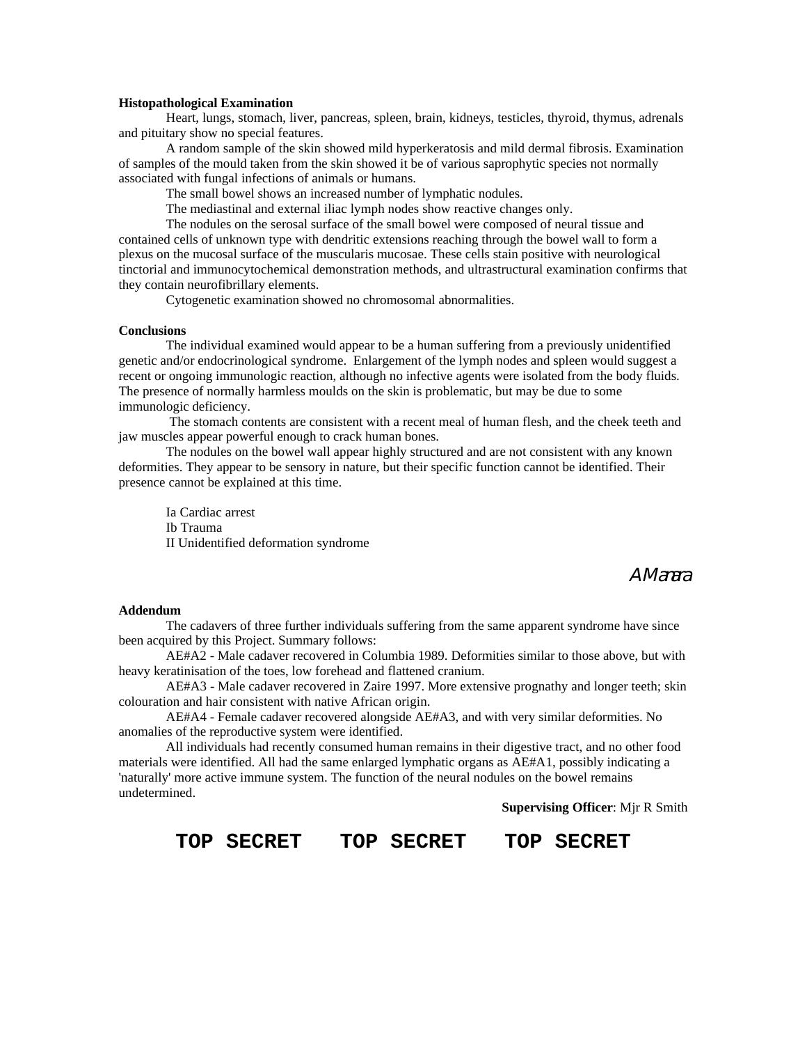**Histopathological Examination**

Heart, lungs, stomach, liver, pancreas, spleen, brain, kidneys, testicles, thyroid, thymus, adrenals and pituitary show no special features.

A random sample of the skin showed mild hyperkeratosis and mild dermal fibrosis. Examination of samples of the mould taken from the skin showed it be of various saprophytic species not normally associated with fungal infections of animals or humans.

The small bowel shows an increased number of lymphatic nodules.

The mediastinal and external iliac lymph nodes show reactive changes only.

The nodules on the serosal surface of the small bowel were composed of neural tissue and contained cells of unknown type with dendritic extensions reaching through the bowel wall to form a plexus on the mucosal surface of the muscularis mucosae. These cells stain positive with neurological tinctorial and immunocytochemical demonstration methods, and ultrastructural examination confirms that they contain neurofibrillary elements.

Cytogenetic examination showed no chromosomal abnormalities.

**Conclusions**

The individual examined would appear to be a human suffering from a previously unidentified genetic and/or endocrinological syndrome. Enlargement of the lymph nodes and spleen would suggest a recent or ongoing immunologic reaction, although no infective agents were isolated from the body fluids. The presence of normally harmless moulds on the skin is problematic, but may be due to some immunologic deficiency.

The stomach contents are consistent with a recent meal of human flesh, and the cheek teeth and jaw muscles appear powerful enough to crack human bones.

The nodules on the bowel wall appear highly structured and are not consistent with any known deformities. They appear to be sensory in nature, but their specific function cannot be identified. Their presence cannot be explained at this time.

Ia Cardiac arrest
Ib Trauma
II Unidentified deformation syndrome

*A Manara*

**Addendum**

The cadavers of three further individuals suffering from the same apparent syndrome have since been acquired by this Project. Summary follows:

AE#A2 - Male cadaver recovered in Columbia 1989. Deformities similar to those above, but with heavy keratinisation of the toes, low forehead and flattened cranium.

AE#A3 - Male cadaver recovered in Zaire 1997. More extensive prognathy and longer teeth; skin colouration and hair consistent with native African origin.

AE#A4 - Female cadaver recovered alongside AE#A3, and with very similar deformities. No anomalies of the reproductive system were identified.

All individuals had recently consumed human remains in their digestive tract, and no other food materials were identified. All had the same enlarged lymphatic organs as AE#A1, possibly indicating a 'naturally' more active immune system. The function of the neural nodules on the bowel remains undetermined.

**Supervising Officer**: Mjr R Smith

**TOP SECRET TOP SECRET TOP SECRET**